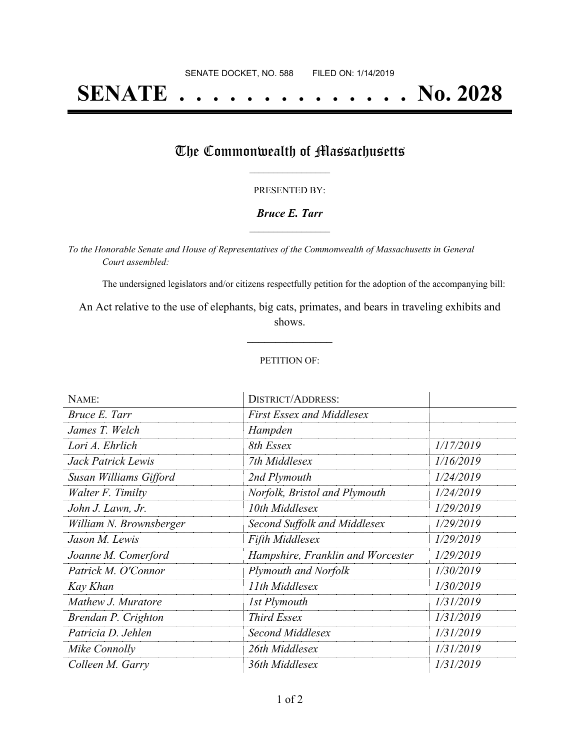SENATE DOCKET, NO. 588 FILED ON: 1/14/2019

# SENATE . . . . . . . . . . . . . . No. 2028

## The Commonwealth of Massachusetts

PRESENTED BY:

***Bruce E. Tarr***

*To the Honorable Senate and House of Representatives of the Commonwealth of Massachusetts in General Court assembled:*

The undersigned legislators and/or citizens respectfully petition for the adoption of the accompanying bill:

An Act relative to the use of elephants, big cats, primates, and bears in traveling exhibits and shows.

PETITION OF:

| NAME: | DISTRICT/ADDRESS: | |
|---|---|---|
| *Bruce E. Tarr* | *First Essex and Middlesex* | |
| *James T. Welch* | *Hampden* | |
| *Lori A. Ehrlich* | *8th Essex* | *1/17/2019* |
| *Jack Patrick Lewis* | *7th Middlesex* | *1/16/2019* |
| *Susan Williams Gifford* | *2nd Plymouth* | *1/24/2019* |
| *Walter F. Timilty* | *Norfolk, Bristol and Plymouth* | *1/24/2019* |
| *John J. Lawn, Jr.* | *10th Middlesex* | *1/29/2019* |
| *William N. Brownsberger* | *Second Suffolk and Middlesex* | *1/29/2019* |
| *Jason M. Lewis* | *Fifth Middlesex* | *1/29/2019* |
| *Joanne M. Comerford* | *Hampshire, Franklin and Worcester* | *1/29/2019* |
| *Patrick M. O'Connor* | *Plymouth and Norfolk* | *1/30/2019* |
| *Kay Khan* | *11th Middlesex* | *1/30/2019* |
| *Mathew J. Muratore* | *1st Plymouth* | *1/31/2019* |
| *Brendan P. Crighton* | *Third Essex* | *1/31/2019* |
| *Patricia D. Jehlen* | *Second Middlesex* | *1/31/2019* |
| *Mike Connolly* | *26th Middlesex* | *1/31/2019* |
| *Colleen M. Garry* | *36th Middlesex* | *1/31/2019* |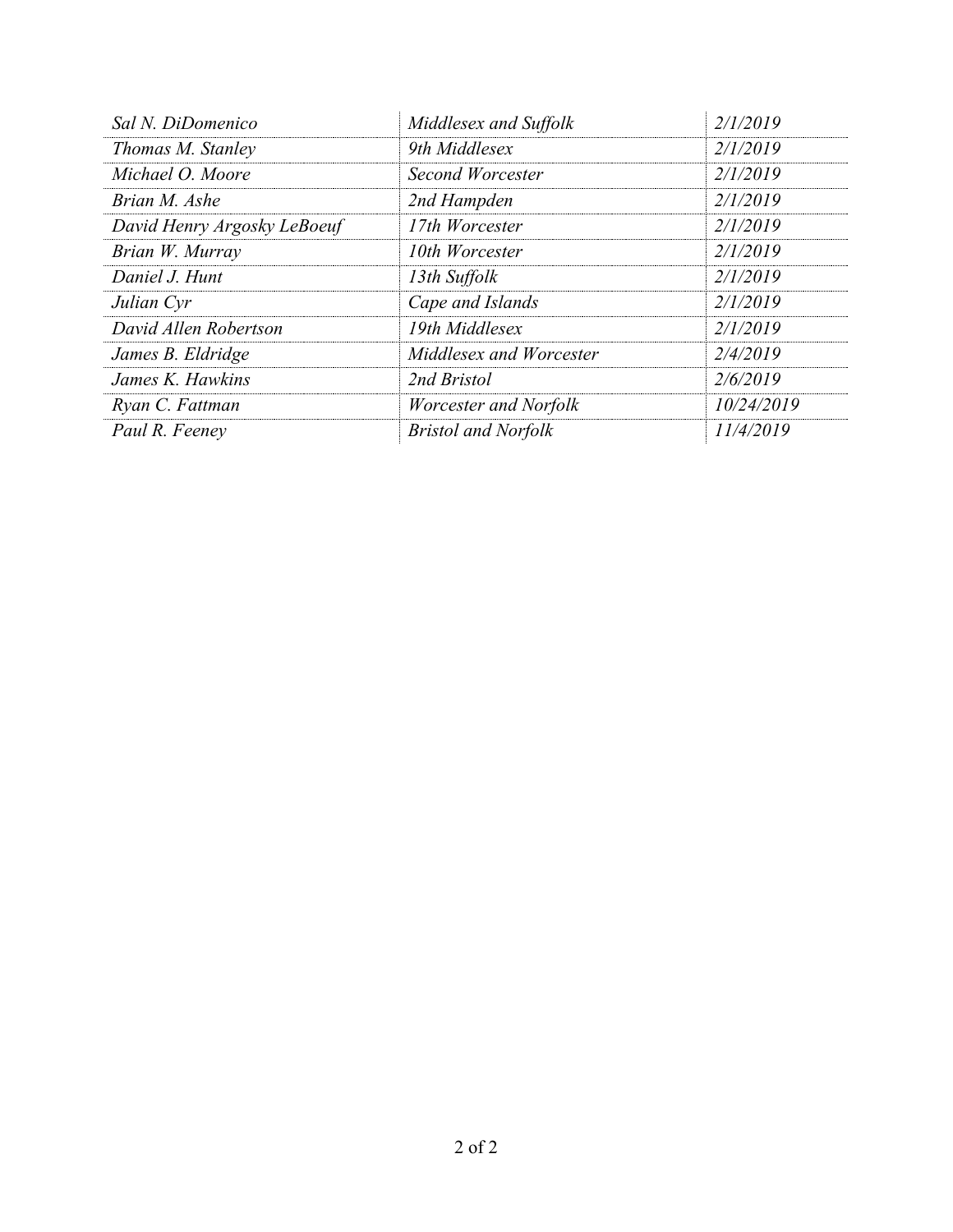| | | |
|---|---|---|
| *Sal N. DiDomenico* | *Middlesex and Suffolk* | *2/1/2019* |
| *Thomas M. Stanley* | *9th Middlesex* | *2/1/2019* |
| *Michael O. Moore* | *Second Worcester* | *2/1/2019* |
| *Brian M. Ashe* | *2nd Hampden* | *2/1/2019* |
| *David Henry Argosky LeBoeuf* | *17th Worcester* | *2/1/2019* |
| *Brian W. Murray* | *10th Worcester* | *2/1/2019* |
| *Daniel J. Hunt* | *13th Suffolk* | *2/1/2019* |
| *Julian Cyr* | *Cape and Islands* | *2/1/2019* |
| *David Allen Robertson* | *19th Middlesex* | *2/1/2019* |
| *James B. Eldridge* | *Middlesex and Worcester* | *2/4/2019* |
| *James K. Hawkins* | *2nd Bristol* | *2/6/2019* |
| *Ryan C. Fattman* | *Worcester and Norfolk* | *10/24/2019* |
| *Paul R. Feeney* | *Bristol and Norfolk* | *11/4/2019* |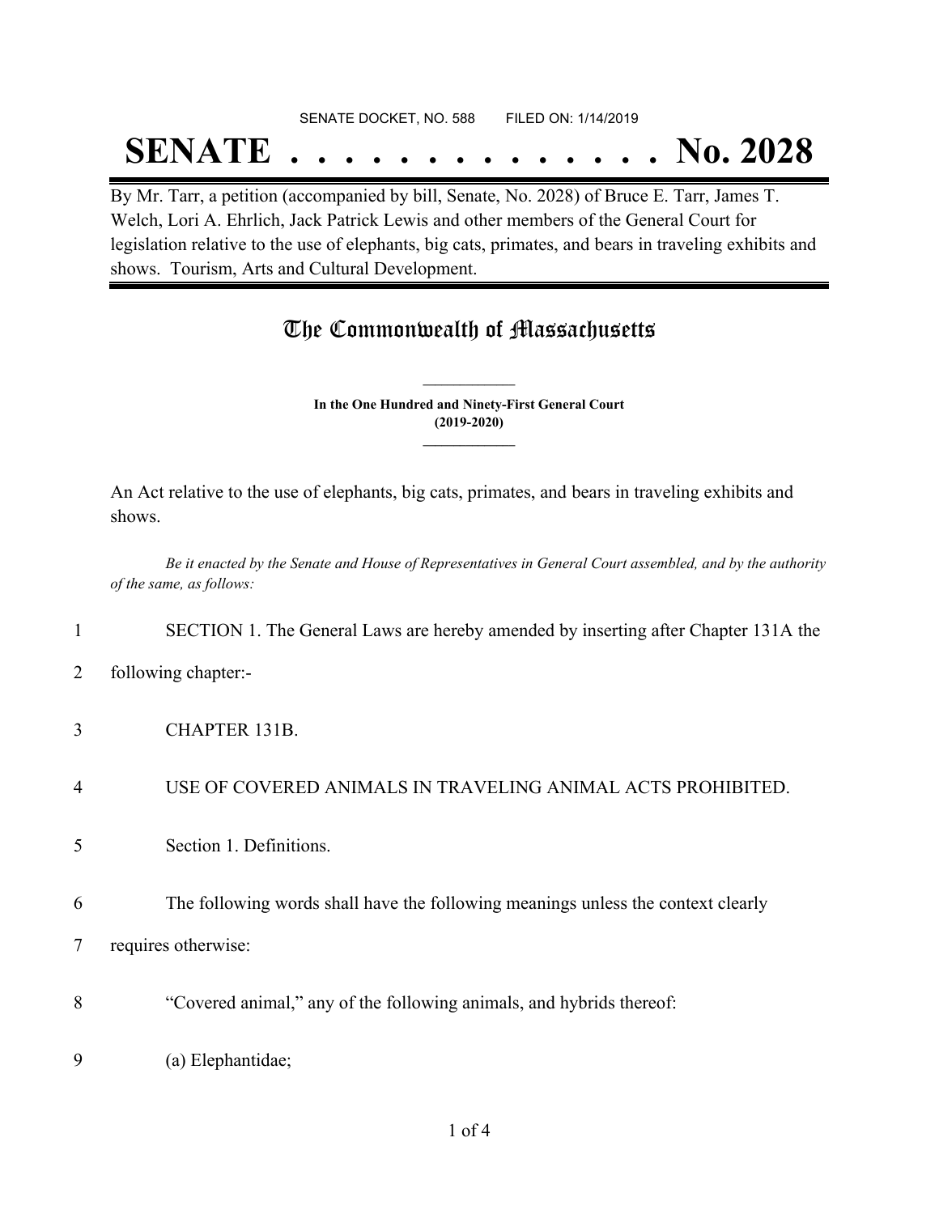SENATE DOCKET, NO. 588        FILED ON: 1/14/2019

# SENATE . . . . . . . . . . . . . . No. 2028

By Mr. Tarr, a petition (accompanied by bill, Senate, No. 2028) of Bruce E. Tarr, James T. Welch, Lori A. Ehrlich, Jack Patrick Lewis and other members of the General Court for legislation relative to the use of elephants, big cats, primates, and bears in traveling exhibits and shows. Tourism, Arts and Cultural Development.

## The Commonwealth of Massachusetts

**In the One Hundred and Ninety-First General Court**
**(2019-2020)**

An Act relative to the use of elephants, big cats, primates, and bears in traveling exhibits and shows.

*Be it enacted by the Senate and House of Representatives in General Court assembled, and by the authority of the same, as follows:*

1 SECTION 1. The General Laws are hereby amended by inserting after Chapter 131A the
2 following chapter:-

3 CHAPTER 131B.

4 USE OF COVERED ANIMALS IN TRAVELING ANIMAL ACTS PROHIBITED.

5 Section 1. Definitions.

6 The following words shall have the following meanings unless the context clearly
7 requires otherwise:

8 "Covered animal," any of the following animals, and hybrids thereof:

9 (a) Elephantidae;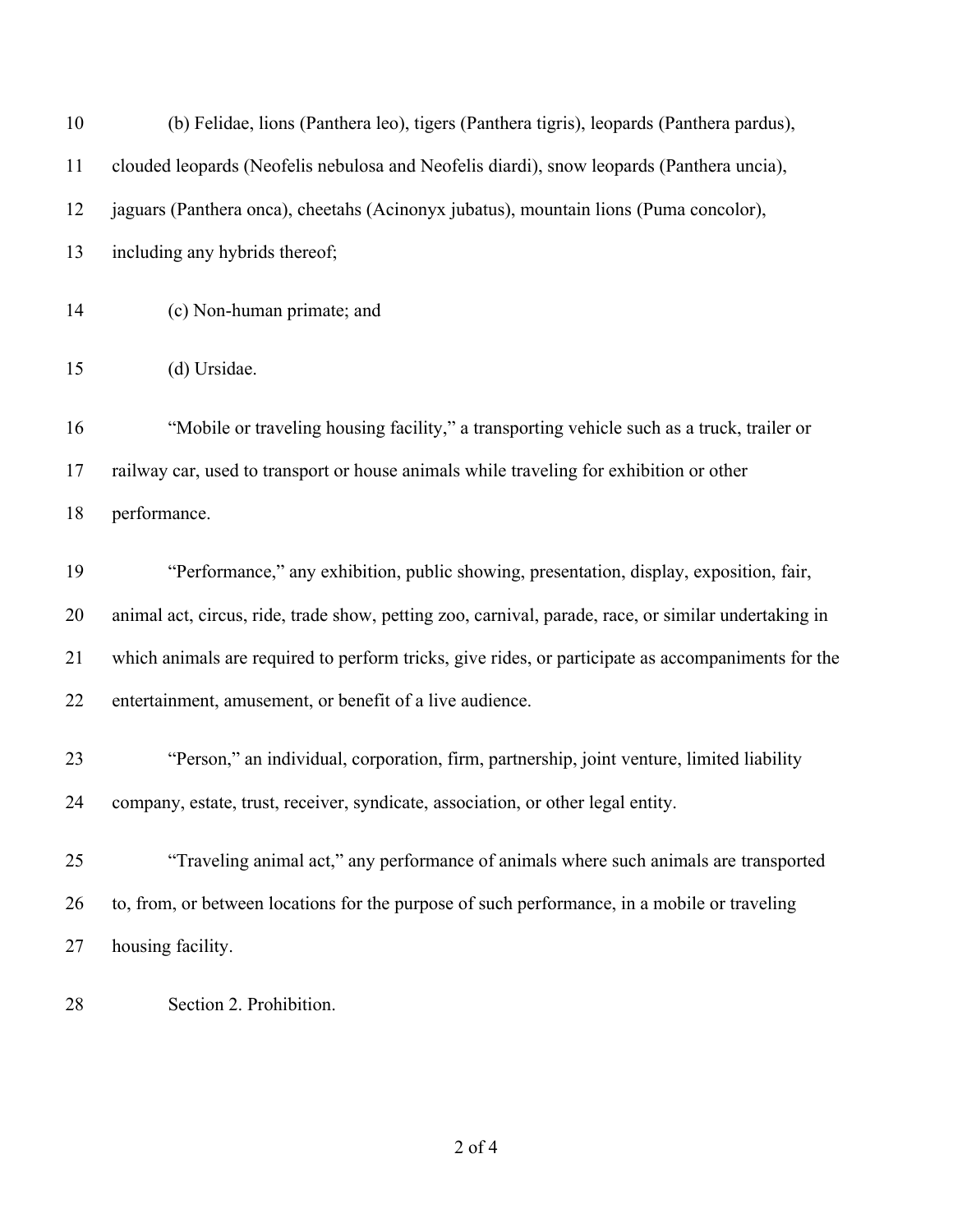(b) Felidae, lions (Panthera leo), tigers (Panthera tigris), leopards (Panthera pardus), clouded leopards (Neofelis nebulosa and Neofelis diardi), snow leopards (Panthera uncia), jaguars (Panthera onca), cheetahs (Acinonyx jubatus), mountain lions (Puma concolor), including any hybrids thereof;

(c) Non-human primate; and

(d) Ursidae.

"Mobile or traveling housing facility," a transporting vehicle such as a truck, trailer or railway car, used to transport or house animals while traveling for exhibition or other performance.

"Performance," any exhibition, public showing, presentation, display, exposition, fair, animal act, circus, ride, trade show, petting zoo, carnival, parade, race, or similar undertaking in which animals are required to perform tricks, give rides, or participate as accompaniments for the entertainment, amusement, or benefit of a live audience.

"Person," an individual, corporation, firm, partnership, joint venture, limited liability company, estate, trust, receiver, syndicate, association, or other legal entity.

"Traveling animal act," any performance of animals where such animals are transported to, from, or between locations for the purpose of such performance, in a mobile or traveling housing facility.

Section 2. Prohibition.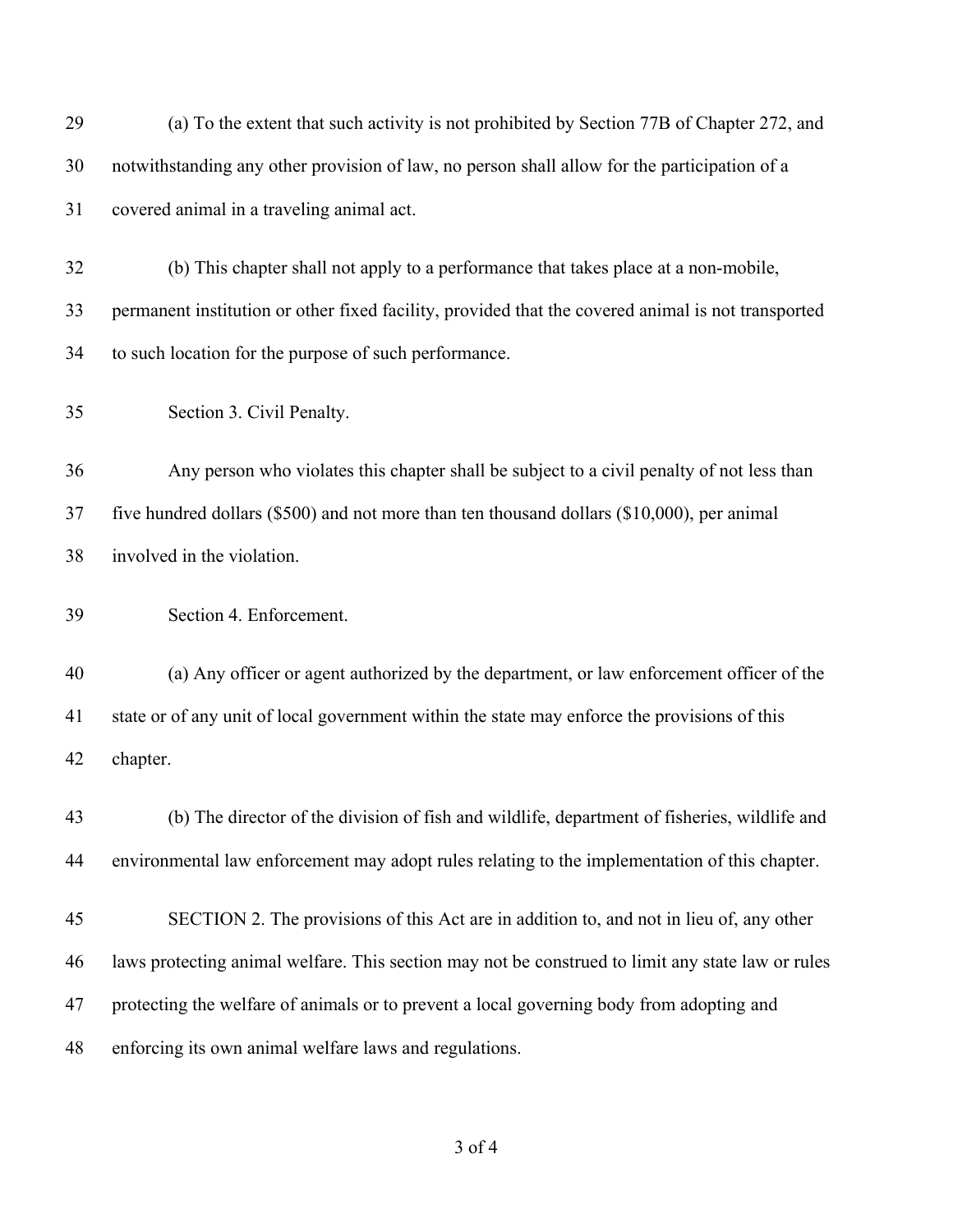(a) To the extent that such activity is not prohibited by Section 77B of Chapter 272, and notwithstanding any other provision of law, no person shall allow for the participation of a covered animal in a traveling animal act.

(b) This chapter shall not apply to a performance that takes place at a non-mobile, permanent institution or other fixed facility, provided that the covered animal is not transported to such location for the purpose of such performance.

Section 3. Civil Penalty.

Any person who violates this chapter shall be subject to a civil penalty of not less than five hundred dollars ($500) and not more than ten thousand dollars ($10,000), per animal involved in the violation.

Section 4. Enforcement.

(a) Any officer or agent authorized by the department, or law enforcement officer of the state or of any unit of local government within the state may enforce the provisions of this chapter.

(b) The director of the division of fish and wildlife, department of fisheries, wildlife and environmental law enforcement may adopt rules relating to the implementation of this chapter.

SECTION 2. The provisions of this Act are in addition to, and not in lieu of, any other laws protecting animal welfare. This section may not be construed to limit any state law or rules protecting the welfare of animals or to prevent a local governing body from adopting and enforcing its own animal welfare laws and regulations.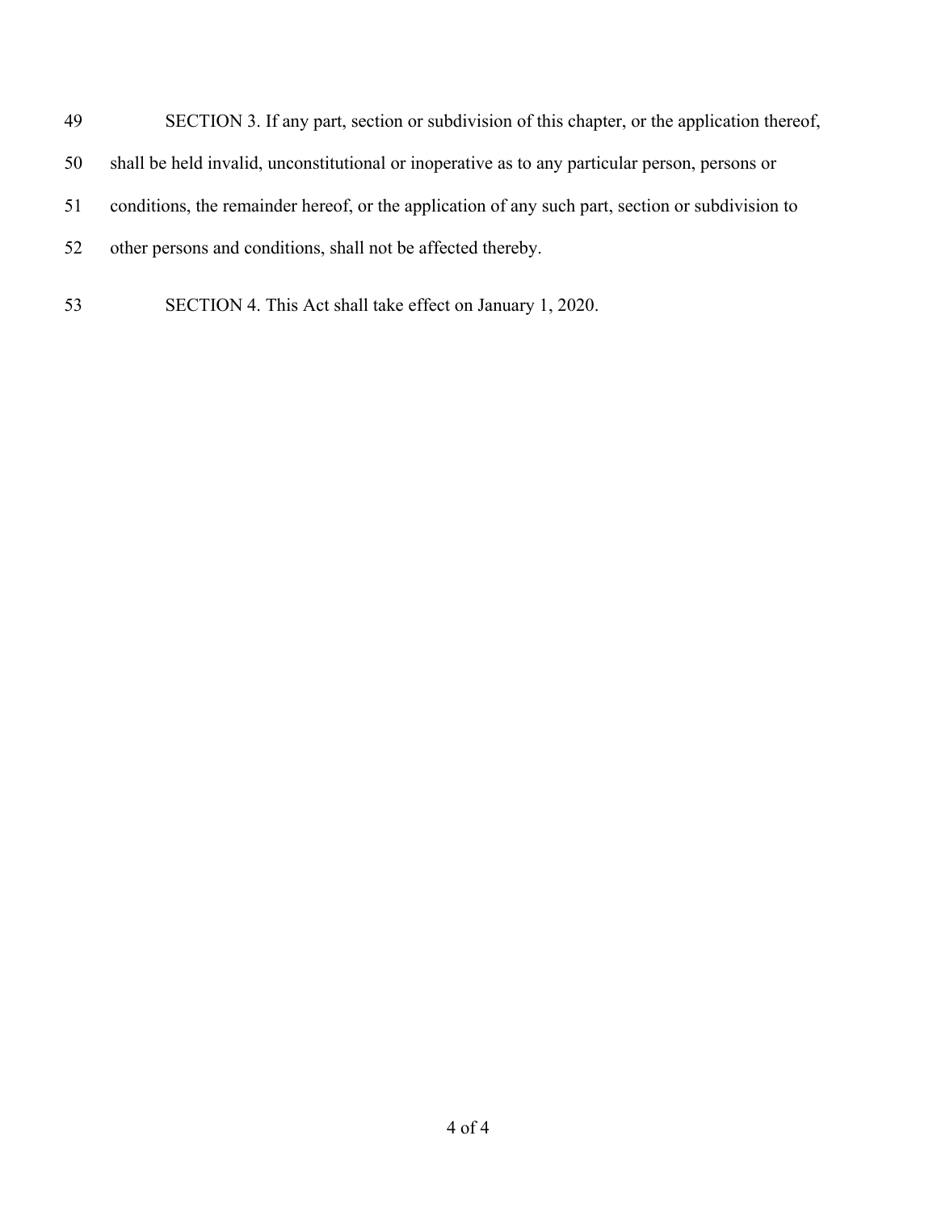SECTION 3. If any part, section or subdivision of this chapter, or the application thereof, shall be held invalid, unconstitutional or inoperative as to any particular person, persons or conditions, the remainder hereof, or the application of any such part, section or subdivision to other persons and conditions, shall not be affected thereby.

SECTION 4. This Act shall take effect on January 1, 2020.